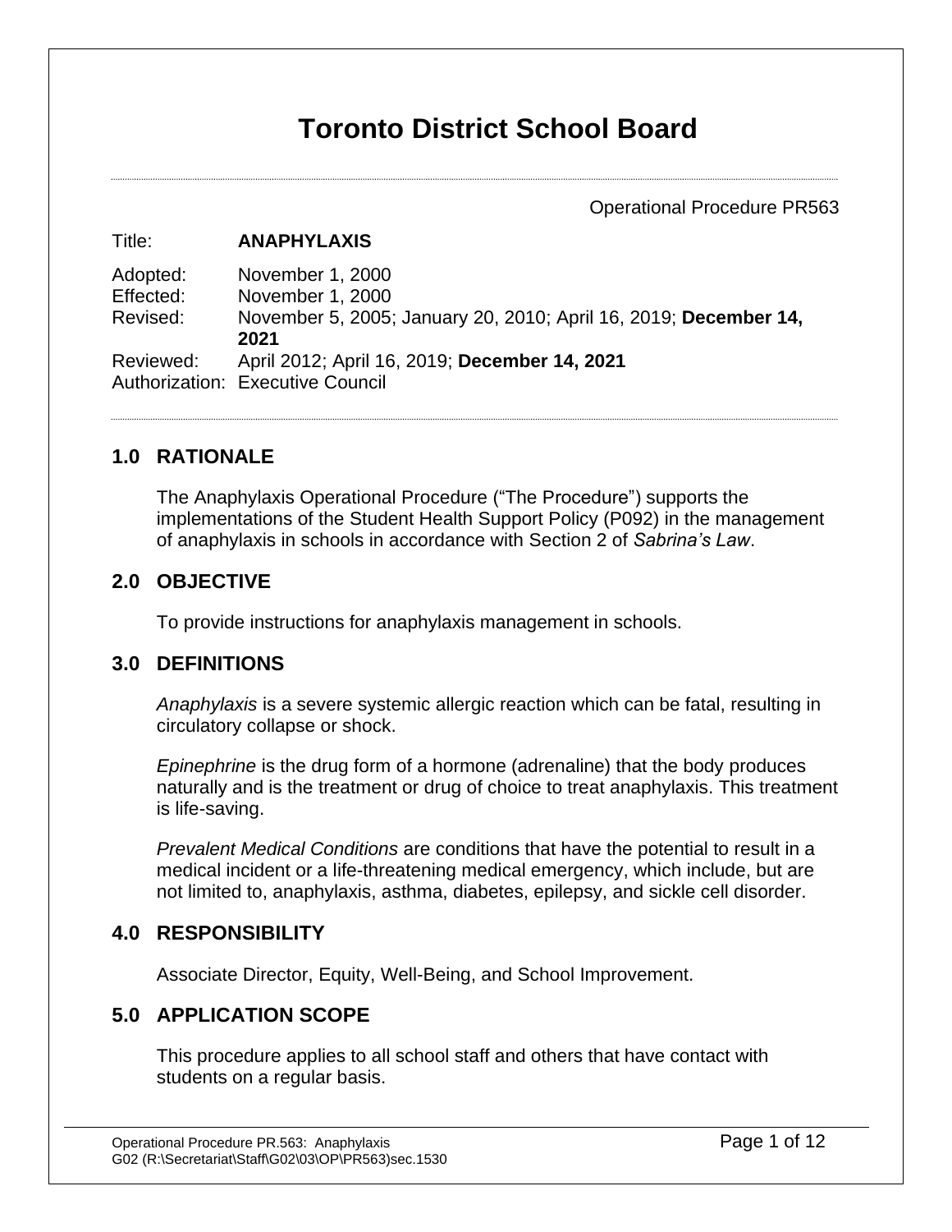# Toronto District School Board

Operational Procedure PR563

| | |
|---|---|
| Title: | **ANAPHYLAXIS** |
| Adopted: | November 1, 2000 |
| Effected: | November 1, 2000 |
| Revised: | November 5, 2005; January 20, 2010; April 16, 2019; **December 14, 2021** |
| Reviewed: | April 2012; April 16, 2019; **December 14, 2021** |
| Authorization: | Executive Council |

## 1.0 RATIONALE

The Anaphylaxis Operational Procedure ("The Procedure") supports the implementations of the Student Health Support Policy (P092) in the management of anaphylaxis in schools in accordance with Section 2 of *Sabrina's Law*.

## 2.0 OBJECTIVE

To provide instructions for anaphylaxis management in schools.

## 3.0 DEFINITIONS

*Anaphylaxis* is a severe systemic allergic reaction which can be fatal, resulting in circulatory collapse or shock.

*Epinephrine* is the drug form of a hormone (adrenaline) that the body produces naturally and is the treatment or drug of choice to treat anaphylaxis. This treatment is life-saving.

*Prevalent Medical Conditions* are conditions that have the potential to result in a medical incident or a life-threatening medical emergency, which include, but are not limited to, anaphylaxis, asthma, diabetes, epilepsy, and sickle cell disorder.

## 4.0 RESPONSIBILITY

Associate Director, Equity, Well-Being, and School Improvement.

## 5.0 APPLICATION SCOPE

This procedure applies to all school staff and others that have contact with students on a regular basis.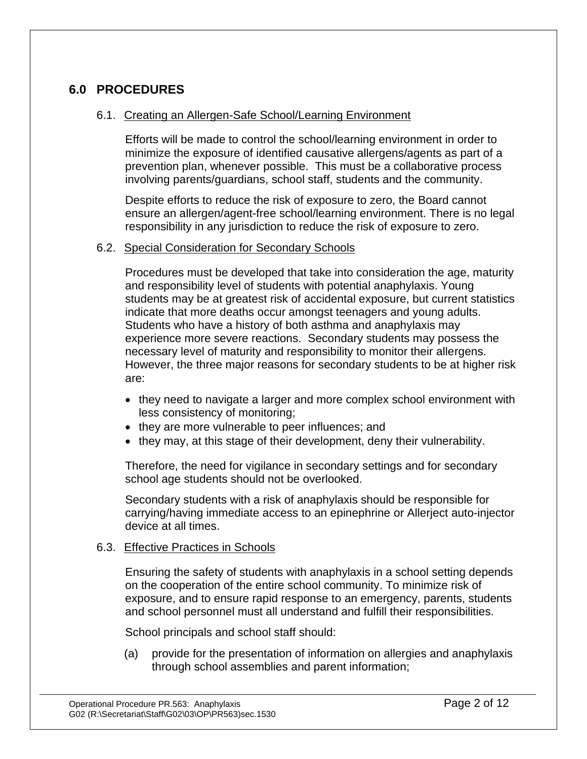## 6.0 PROCEDURES

### 6.1. Creating an Allergen-Safe School/Learning Environment

Efforts will be made to control the school/learning environment in order to minimize the exposure of identified causative allergens/agents as part of a prevention plan, whenever possible. This must be a collaborative process involving parents/guardians, school staff, students and the community.

Despite efforts to reduce the risk of exposure to zero, the Board cannot ensure an allergen/agent-free school/learning environment. There is no legal responsibility in any jurisdiction to reduce the risk of exposure to zero.

### 6.2. Special Consideration for Secondary Schools

Procedures must be developed that take into consideration the age, maturity and responsibility level of students with potential anaphylaxis. Young students may be at greatest risk of accidental exposure, but current statistics indicate that more deaths occur amongst teenagers and young adults. Students who have a history of both asthma and anaphylaxis may experience more severe reactions. Secondary students may possess the necessary level of maturity and responsibility to monitor their allergens. However, the three major reasons for secondary students to be at higher risk are:

- they need to navigate a larger and more complex school environment with less consistency of monitoring;
- they are more vulnerable to peer influences; and
- they may, at this stage of their development, deny their vulnerability.

Therefore, the need for vigilance in secondary settings and for secondary school age students should not be overlooked.

Secondary students with a risk of anaphylaxis should be responsible for carrying/having immediate access to an epinephrine or Allerject auto-injector device at all times.

### 6.3. Effective Practices in Schools

Ensuring the safety of students with anaphylaxis in a school setting depends on the cooperation of the entire school community. To minimize risk of exposure, and to ensure rapid response to an emergency, parents, students and school personnel must all understand and fulfill their responsibilities.

School principals and school staff should:

(a) provide for the presentation of information on allergies and anaphylaxis through school assemblies and parent information;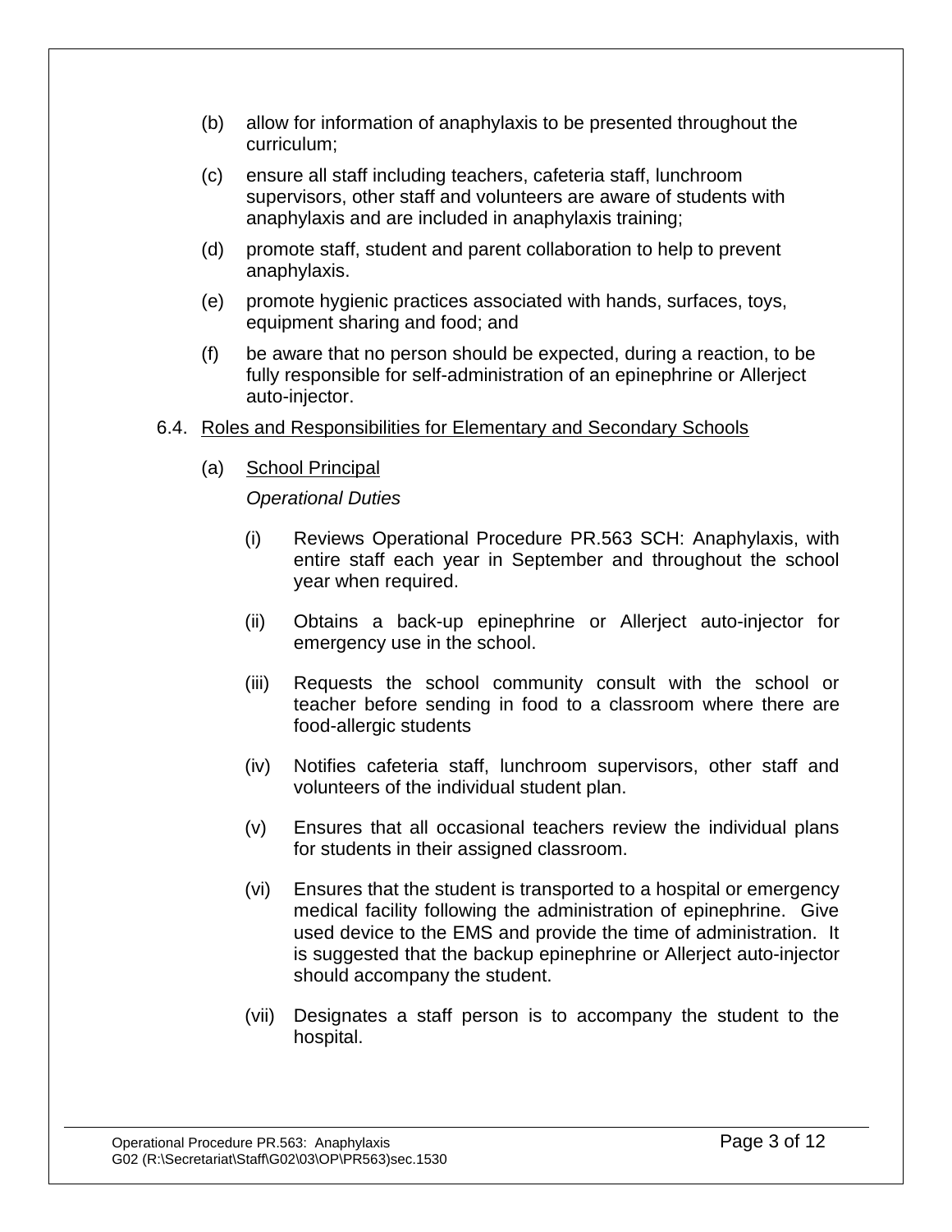(b) allow for information of anaphylaxis to be presented throughout the curriculum;

(c) ensure all staff including teachers, cafeteria staff, lunchroom supervisors, other staff and volunteers are aware of students with anaphylaxis and are included in anaphylaxis training;

(d) promote staff, student and parent collaboration to help to prevent anaphylaxis.

(e) promote hygienic practices associated with hands, surfaces, toys, equipment sharing and food; and

(f) be aware that no person should be expected, during a reaction, to be fully responsible for self-administration of an epinephrine or Allerject auto-injector.

6.4. Roles and Responsibilities for Elementary and Secondary Schools

(a) School Principal

*Operational Duties*

(i) Reviews Operational Procedure PR.563 SCH: Anaphylaxis, with entire staff each year in September and throughout the school year when required.

(ii) Obtains a back-up epinephrine or Allerject auto-injector for emergency use in the school.

(iii) Requests the school community consult with the school or teacher before sending in food to a classroom where there are food-allergic students

(iv) Notifies cafeteria staff, lunchroom supervisors, other staff and volunteers of the individual student plan.

(v) Ensures that all occasional teachers review the individual plans for students in their assigned classroom.

(vi) Ensures that the student is transported to a hospital or emergency medical facility following the administration of epinephrine. Give used device to the EMS and provide the time of administration. It is suggested that the backup epinephrine or Allerject auto-injector should accompany the student.

(vii) Designates a staff person is to accompany the student to the hospital.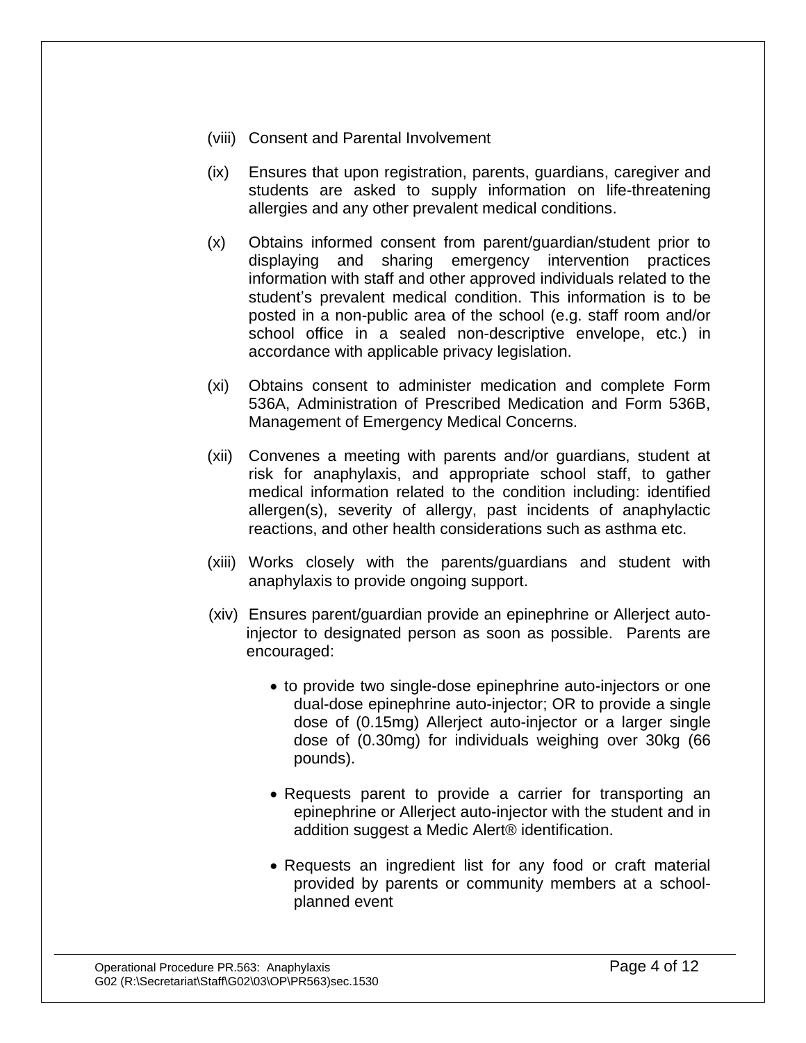(viii) Consent and Parental Involvement

(ix) Ensures that upon registration, parents, guardians, caregiver and students are asked to supply information on life-threatening allergies and any other prevalent medical conditions.

(x) Obtains informed consent from parent/guardian/student prior to displaying and sharing emergency intervention practices information with staff and other approved individuals related to the student's prevalent medical condition. This information is to be posted in a non-public area of the school (e.g. staff room and/or school office in a sealed non-descriptive envelope, etc.) in accordance with applicable privacy legislation.

(xi) Obtains consent to administer medication and complete Form 536A, Administration of Prescribed Medication and Form 536B, Management of Emergency Medical Concerns.

(xii) Convenes a meeting with parents and/or guardians, student at risk for anaphylaxis, and appropriate school staff, to gather medical information related to the condition including: identified allergen(s), severity of allergy, past incidents of anaphylactic reactions, and other health considerations such as asthma etc.

(xiii) Works closely with the parents/guardians and student with anaphylaxis to provide ongoing support.

(xiv) Ensures parent/guardian provide an epinephrine or Allerject auto-injector to designated person as soon as possible. Parents are encouraged:

- to provide two single-dose epinephrine auto-injectors or one dual-dose epinephrine auto-injector; OR to provide a single dose of (0.15mg) Allerject auto-injector or a larger single dose of (0.30mg) for individuals weighing over 30kg (66 pounds).

- Requests parent to provide a carrier for transporting an epinephrine or Allerject auto-injector with the student and in addition suggest a Medic Alert® identification.

- Requests an ingredient list for any food or craft material provided by parents or community members at a school-planned event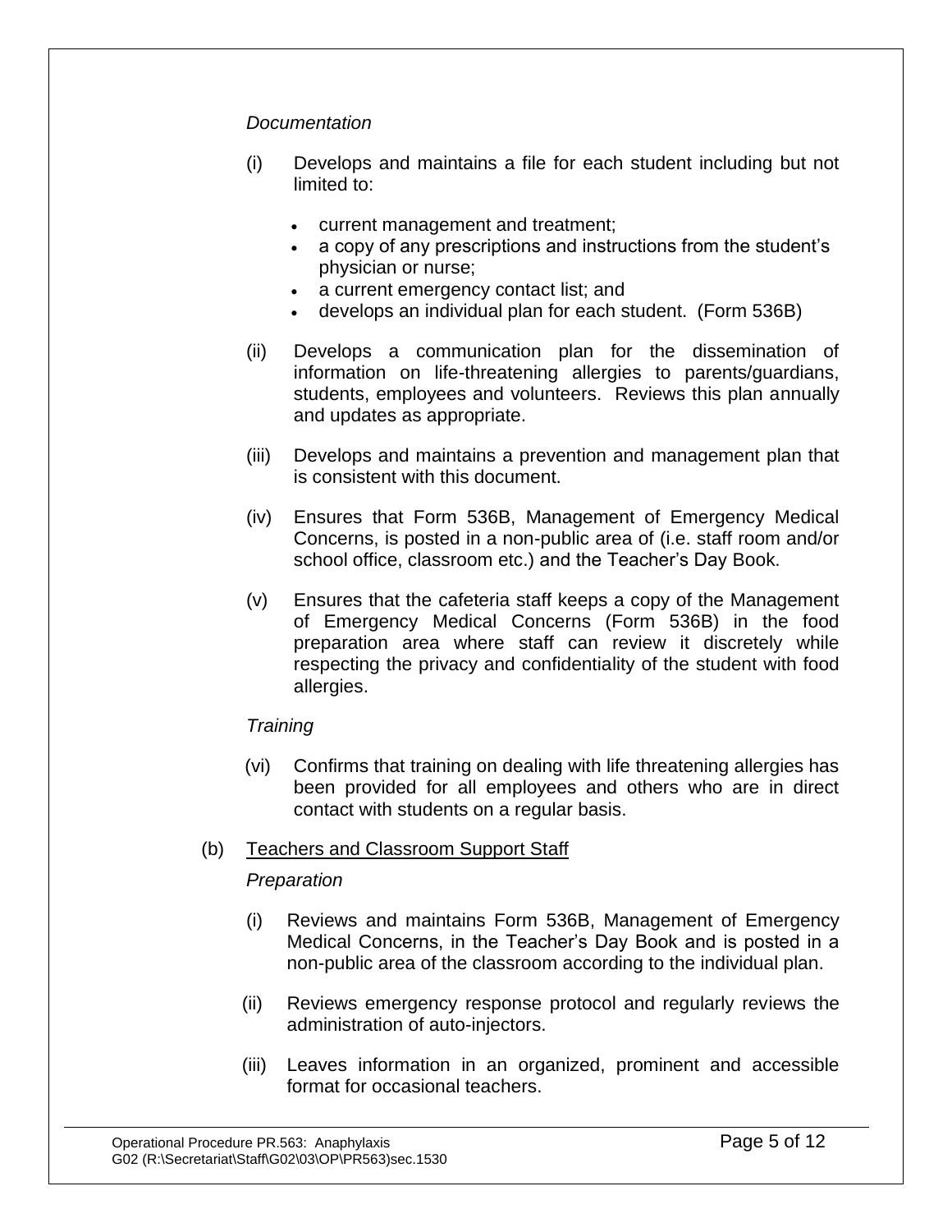*Documentation*

(i) Develops and maintains a file for each student including but not limited to:

- current management and treatment;
- a copy of any prescriptions and instructions from the student's physician or nurse;
- a current emergency contact list; and
- develops an individual plan for each student. (Form 536B)

(ii) Develops a communication plan for the dissemination of information on life-threatening allergies to parents/guardians, students, employees and volunteers. Reviews this plan annually and updates as appropriate.

(iii) Develops and maintains a prevention and management plan that is consistent with this document.

(iv) Ensures that Form 536B, Management of Emergency Medical Concerns, is posted in a non-public area of (i.e. staff room and/or school office, classroom etc.) and the Teacher's Day Book.

(v) Ensures that the cafeteria staff keeps a copy of the Management of Emergency Medical Concerns (Form 536B) in the food preparation area where staff can review it discretely while respecting the privacy and confidentiality of the student with food allergies.

*Training*

(vi) Confirms that training on dealing with life threatening allergies has been provided for all employees and others who are in direct contact with students on a regular basis.

(b) <u>Teachers and Classroom Support Staff</u>

*Preparation*

(i) Reviews and maintains Form 536B, Management of Emergency Medical Concerns, in the Teacher's Day Book and is posted in a non-public area of the classroom according to the individual plan.

(ii) Reviews emergency response protocol and regularly reviews the administration of auto-injectors.

(iii) Leaves information in an organized, prominent and accessible format for occasional teachers.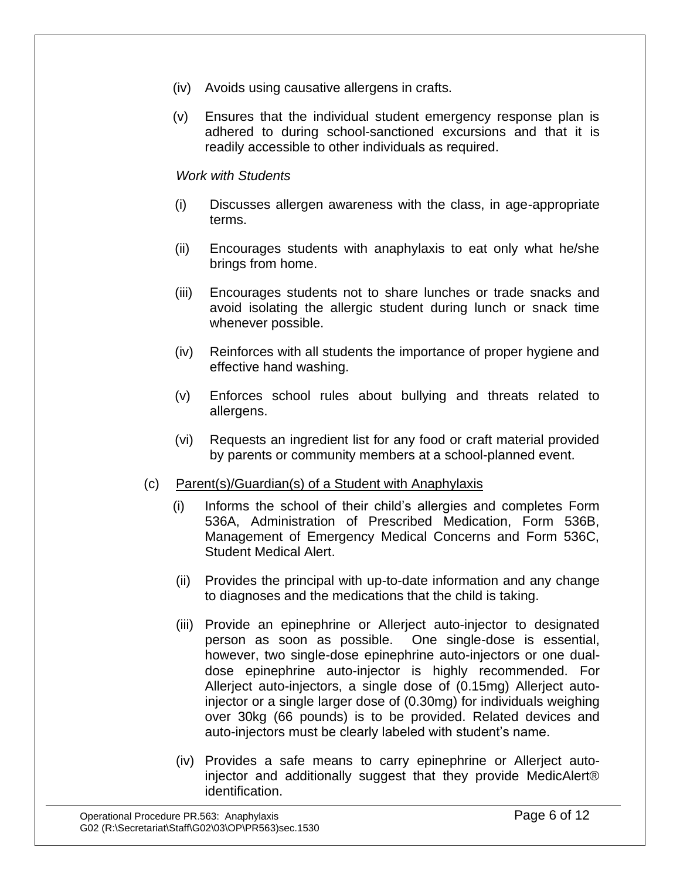(iv) Avoids using causative allergens in crafts.

(v) Ensures that the individual student emergency response plan is adhered to during school-sanctioned excursions and that it is readily accessible to other individuals as required.

*Work with Students*

(i) Discusses allergen awareness with the class, in age-appropriate terms.

(ii) Encourages students with anaphylaxis to eat only what he/she brings from home.

(iii) Encourages students not to share lunches or trade snacks and avoid isolating the allergic student during lunch or snack time whenever possible.

(iv) Reinforces with all students the importance of proper hygiene and effective hand washing.

(v) Enforces school rules about bullying and threats related to allergens.

(vi) Requests an ingredient list for any food or craft material provided by parents or community members at a school-planned event.

(c) <u>Parent(s)/Guardian(s) of a Student with Anaphylaxis</u>

(i) Informs the school of their child's allergies and completes Form 536A, Administration of Prescribed Medication, Form 536B, Management of Emergency Medical Concerns and Form 536C, Student Medical Alert.

(ii) Provides the principal with up-to-date information and any change to diagnoses and the medications that the child is taking.

(iii) Provide an epinephrine or Allerject auto-injector to designated person as soon as possible. One single-dose is essential, however, two single-dose epinephrine auto-injectors or one dual-dose epinephrine auto-injector is highly recommended. For Allerject auto-injectors, a single dose of (0.15mg) Allerject auto-injector or a single larger dose of (0.30mg) for individuals weighing over 30kg (66 pounds) is to be provided. Related devices and auto-injectors must be clearly labeled with student's name.

(iv) Provides a safe means to carry epinephrine or Allerject auto-injector and additionally suggest that they provide MedicAlert® identification.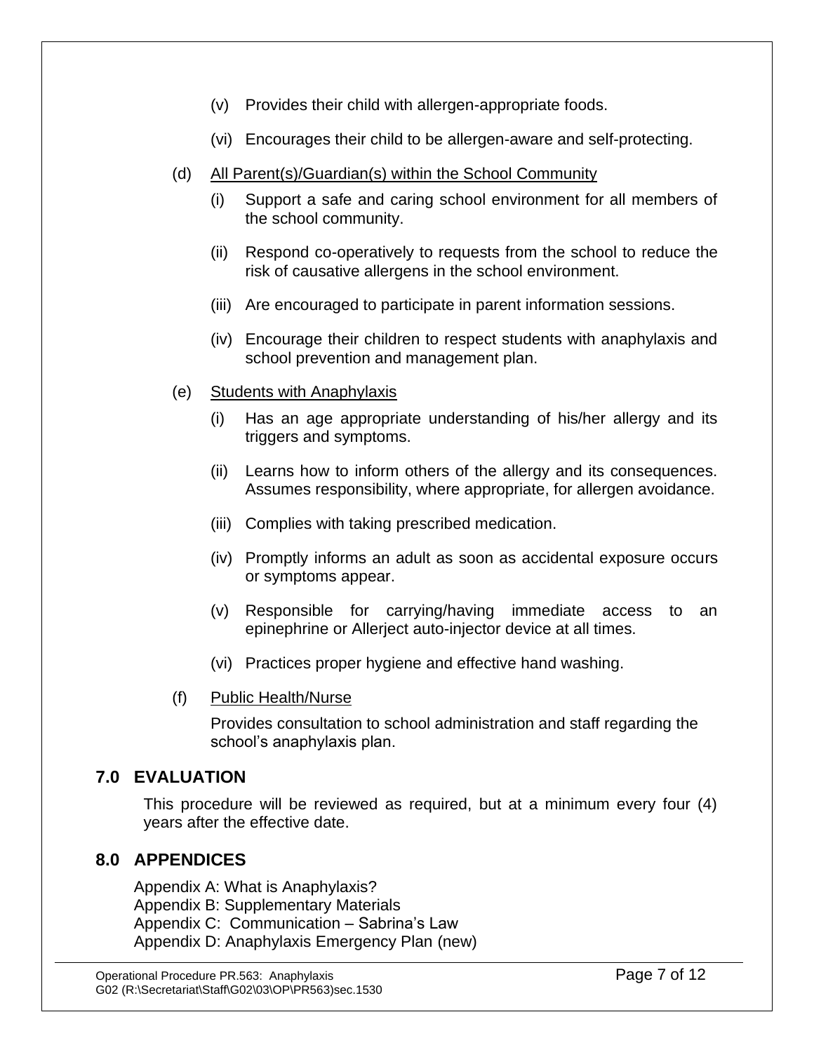(v) Provides their child with allergen-appropriate foods.

(vi) Encourages their child to be allergen-aware and self-protecting.

(d) <u>All Parent(s)/Guardian(s) within the School Community</u>

(i) Support a safe and caring school environment for all members of the school community.

(ii) Respond co-operatively to requests from the school to reduce the risk of causative allergens in the school environment.

(iii) Are encouraged to participate in parent information sessions.

(iv) Encourage their children to respect students with anaphylaxis and school prevention and management plan.

(e) <u>Students with Anaphylaxis</u>

(i) Has an age appropriate understanding of his/her allergy and its triggers and symptoms.

(ii) Learns how to inform others of the allergy and its consequences. Assumes responsibility, where appropriate, for allergen avoidance.

(iii) Complies with taking prescribed medication.

(iv) Promptly informs an adult as soon as accidental exposure occurs or symptoms appear.

(v) Responsible for carrying/having immediate access to an epinephrine or Allerject auto-injector device at all times.

(vi) Practices proper hygiene and effective hand washing.

(f) <u>Public Health/Nurse</u>

Provides consultation to school administration and staff regarding the school's anaphylaxis plan.

## 7.0 EVALUATION

This procedure will be reviewed as required, but at a minimum every four (4) years after the effective date.

## 8.0 APPENDICES

Appendix A: What is Anaphylaxis?
Appendix B: Supplementary Materials
Appendix C: Communication – Sabrina's Law
Appendix D: Anaphylaxis Emergency Plan (new)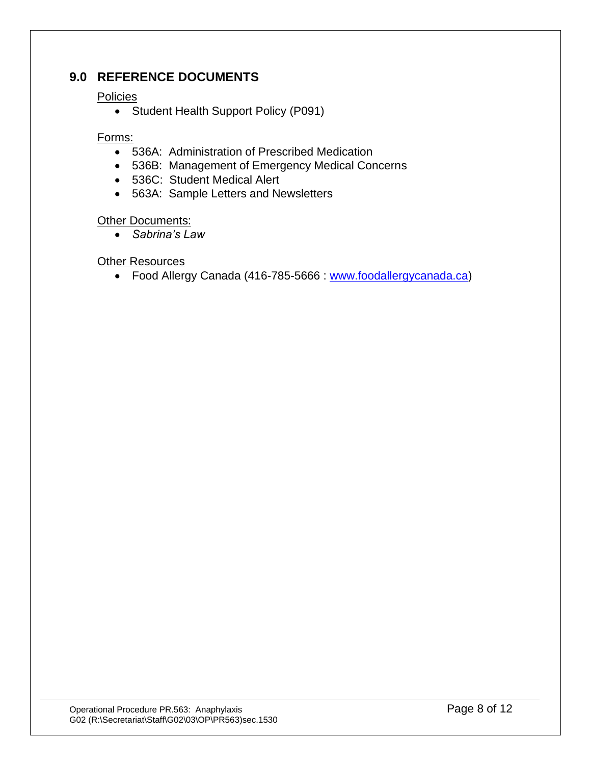## 9.0 REFERENCE DOCUMENTS

Policies

- Student Health Support Policy (P091)

Forms:

- 536A: Administration of Prescribed Medication
- 536B: Management of Emergency Medical Concerns
- 536C: Student Medical Alert
- 563A: Sample Letters and Newsletters

Other Documents:

- *Sabrina's Law*

Other Resources

- Food Allergy Canada (416-785-5666 : www.foodallergycanada.ca)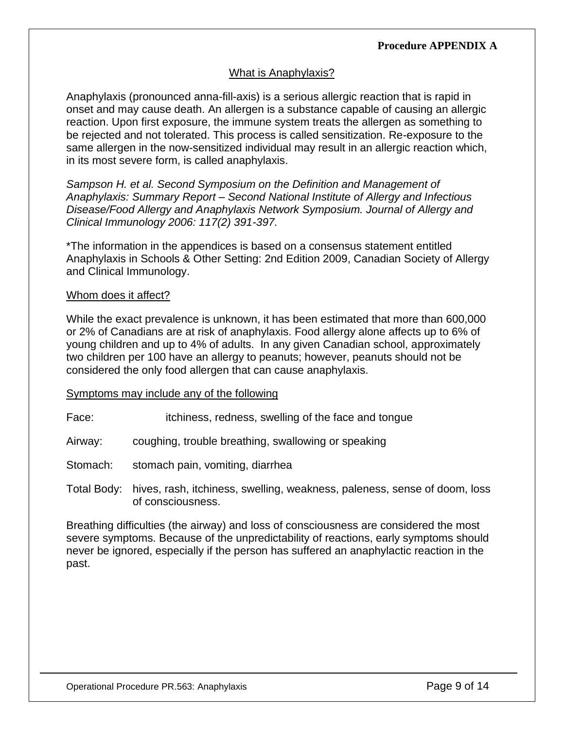**Procedure APPENDIX A**

## What is Anaphylaxis?

Anaphylaxis (pronounced anna-fill-axis) is a serious allergic reaction that is rapid in onset and may cause death. An allergen is a substance capable of causing an allergic reaction. Upon first exposure, the immune system treats the allergen as something to be rejected and not tolerated. This process is called sensitization. Re-exposure to the same allergen in the now-sensitized individual may result in an allergic reaction which, in its most severe form, is called anaphylaxis.

*Sampson H. et al. Second Symposium on the Definition and Management of Anaphylaxis: Summary Report – Second National Institute of Allergy and Infectious Disease/Food Allergy and Anaphylaxis Network Symposium. Journal of Allergy and Clinical Immunology 2006: 117(2) 391-397.*

*The information in the appendices is based on a consensus statement entitled Anaphylaxis in Schools & Other Setting: 2nd Edition 2009, Canadian Society of Allergy and Clinical Immunology.

### Whom does it affect?

While the exact prevalence is unknown, it has been estimated that more than 600,000 or 2% of Canadians are at risk of anaphylaxis. Food allergy alone affects up to 6% of young children and up to 4% of adults. In any given Canadian school, approximately two children per 100 have an allergy to peanuts; however, peanuts should not be considered the only food allergen that can cause anaphylaxis.

### Symptoms may include any of the following

Face: itchiness, redness, swelling of the face and tongue

Airway: coughing, trouble breathing, swallowing or speaking

Stomach: stomach pain, vomiting, diarrhea

Total Body: hives, rash, itchiness, swelling, weakness, paleness, sense of doom, loss of consciousness.

Breathing difficulties (the airway) and loss of consciousness are considered the most severe symptoms. Because of the unpredictability of reactions, early symptoms should never be ignored, especially if the person has suffered an anaphylactic reaction in the past.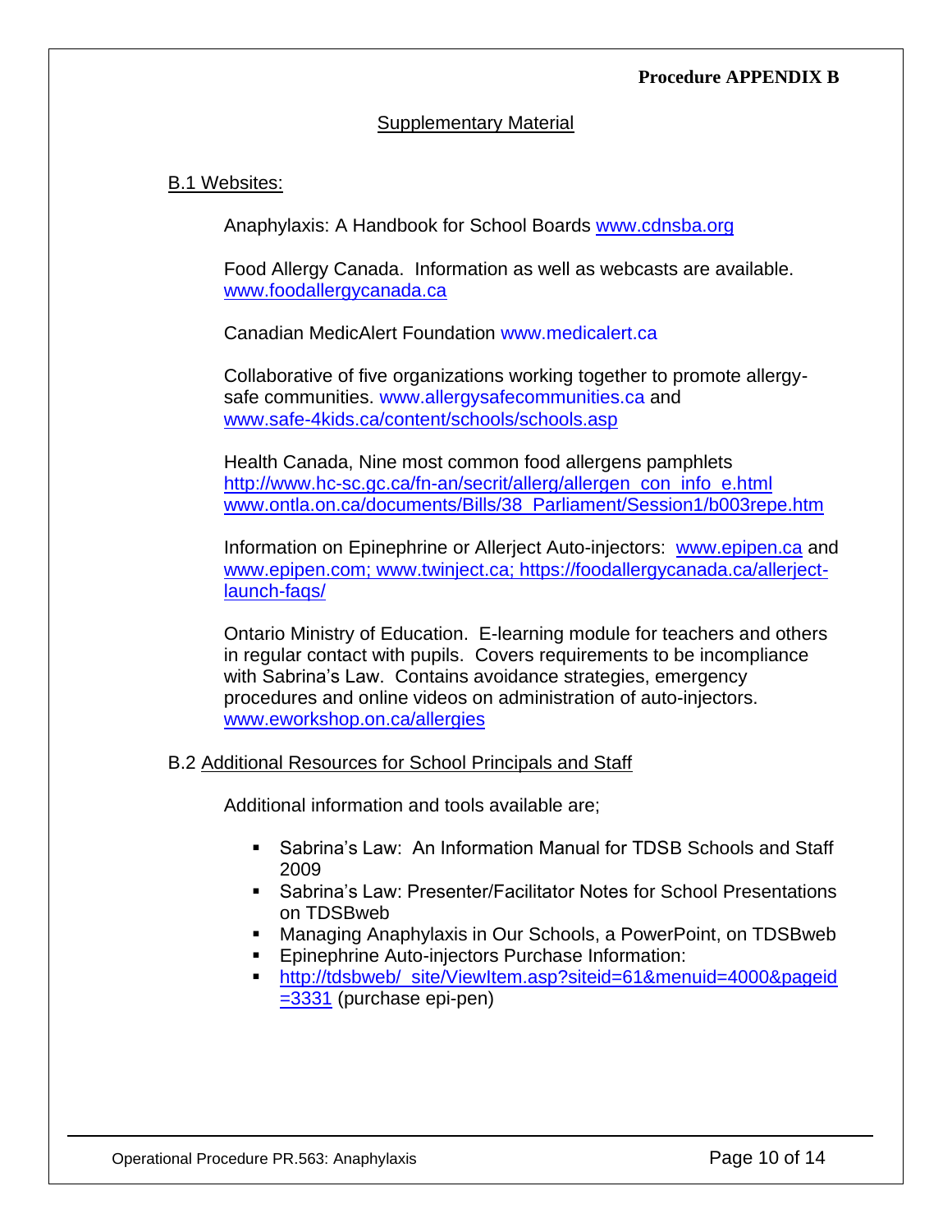**Procedure APPENDIX B**

## Supplementary Material

### B.1 Websites:

Anaphylaxis: A Handbook for School Boards www.cdnsba.org

Food Allergy Canada. Information as well as webcasts are available. www.foodallergycanada.ca

Canadian MedicAlert Foundation www.medicalert.ca

Collaborative of five organizations working together to promote allergy-safe communities. www.allergysafecommunities.ca and www.safe-4kids.ca/content/schools/schools.asp

Health Canada, Nine most common food allergens pamphlets http://www.hc-sc.gc.ca/fn-an/secrit/allerg/allergen_con_info_e.html www.ontla.on.ca/documents/Bills/38_Parliament/Session1/b003repe.htm

Information on Epinephrine or Allerject Auto-injectors: www.epipen.ca and www.epipen.com; www.twinject.ca; https://foodallergycanada.ca/allerject-launch-faqs/

Ontario Ministry of Education. E-learning module for teachers and others in regular contact with pupils. Covers requirements to be incompliance with Sabrina's Law. Contains avoidance strategies, emergency procedures and online videos on administration of auto-injectors. www.eworkshop.on.ca/allergies

### B.2 Additional Resources for School Principals and Staff

Additional information and tools available are;

- Sabrina's Law: An Information Manual for TDSB Schools and Staff 2009
- Sabrina's Law: Presenter/Facilitator Notes for School Presentations on TDSBweb
- Managing Anaphylaxis in Our Schools, a PowerPoint, on TDSBweb
- Epinephrine Auto-injectors Purchase Information:
- http://tdsbweb/_site/ViewItem.asp?siteid=61&menuid=4000&pageid=3331 (purchase epi-pen)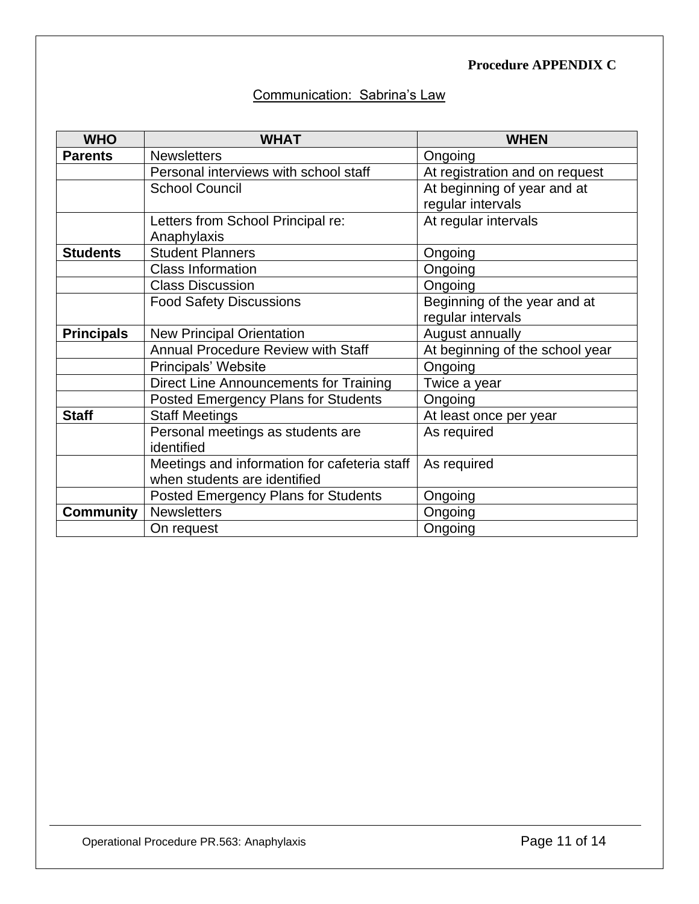**Procedure APPENDIX C**

## Communication: Sabrina's Law

| WHO | WHAT | WHEN |
|---|---|---|
| **Parents** | Newsletters | Ongoing |
| | Personal interviews with school staff | At registration and on request |
| | School Council | At beginning of year and at regular intervals |
| | Letters from School Principal re: Anaphylaxis | At regular intervals |
| **Students** | Student Planners | Ongoing |
| | Class Information | Ongoing |
| | Class Discussion | Ongoing |
| | Food Safety Discussions | Beginning of the year and at regular intervals |
| **Principals** | New Principal Orientation | August annually |
| | Annual Procedure Review with Staff | At beginning of the school year |
| | Principals' Website | Ongoing |
| | Direct Line Announcements for Training | Twice a year |
| | Posted Emergency Plans for Students | Ongoing |
| **Staff** | Staff Meetings | At least once per year |
| | Personal meetings as students are identified | As required |
| | Meetings and information for cafeteria staff when students are identified | As required |
| | Posted Emergency Plans for Students | Ongoing |
| **Community** | Newsletters | Ongoing |
| | On request | Ongoing |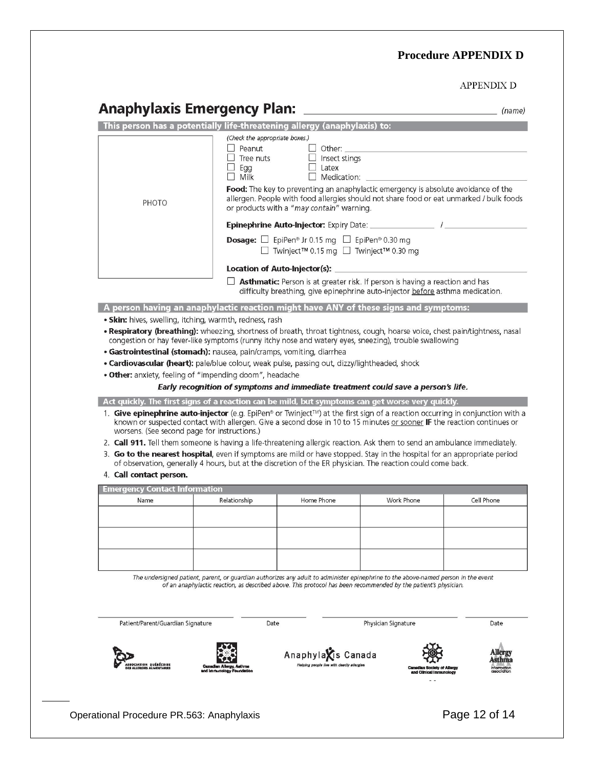**Procedure APPENDIX D**

APPENDIX D

# Anaphylaxis Emergency Plan: ______________________ (name)

**This person has a potentially life-threatening allergy (anaphylaxis) to:**

PHOTO

*(Check the appropriate boxes.)*

- ☐ Peanut
- ☐ Tree nuts
- ☐ Egg
- ☐ Milk
- ☐ Other: ______________________
- ☐ Insect stings
- ☐ Latex
- ☐ Medication: ______________________

**Food:** The key to preventing an anaphylactic emergency is absolute avoidance of the allergen. People with food allergies should not share food or eat unmarked / bulk foods or products with a *"may contain"* warning.

**Epinephrine Auto-Injector:** Expiry Date: ______________ / ______________

**Dosage:** ☐ EpiPen® Jr 0.15 mg ☐ EpiPen® 0.30 mg ☐ Twinject™ 0.15 mg ☐ Twinject™ 0.30 mg

**Location of Auto-Injector(s):** ______________________

☐ **Asthmatic:** Person is at greater risk. If person is having a reaction and has difficulty breathing, give epinephrine auto-injector before asthma medication.

**A person having an anaphylactic reaction might have ANY of these signs and symptoms:**

- **Skin:** hives, swelling, itching, warmth, redness, rash
- **Respiratory (breathing):** wheezing, shortness of breath, throat tightness, cough, hoarse voice, chest pain/tightness, nasal congestion or hay fever-like symptoms (runny itchy nose and watery eyes, sneezing), trouble swallowing
- **Gastrointestinal (stomach):** nausea, pain/cramps, vomiting, diarrhea
- **Cardiovascular (heart):** pale/blue colour, weak pulse, passing out, dizzy/lightheaded, shock
- **Other:** anxiety, feeling of "impending doom", headache

***Early recognition of symptoms and immediate treatment could save a person's life.***

**Act quickly. The first signs of a reaction can be mild, but symptoms can get worse very quickly.**

1. **Give epinephrine auto-injector** (e.g. EpiPen® or Twinject™) at the first sign of a reaction occurring in conjunction with a known or suspected contact with allergen. Give a second dose in 10 to 15 minutes or sooner **IF** the reaction continues or worsens. (See second page for instructions.)
2. **Call 911.** Tell them someone is having a life-threatening allergic reaction. Ask them to send an ambulance immediately.
3. **Go to the nearest hospital**, even if symptoms are mild or have stopped. Stay in the hospital for an appropriate period of observation, generally 4 hours, but at the discretion of the ER physician. The reaction could come back.
4. **Call contact person.**

**Emergency Contact Information**

| Name | Relationship | Home Phone | Work Phone | Cell Phone |
|---|---|---|---|---|
| | | | | |
| | | | | |
| | | | | |

*The undersigned patient, parent, or guardian authorizes any adult to administer epinephrine to the above-named person in the event of an anaphylactic reaction, as described above. This protocol has been recommended by the patient's physician.*

| Patient/Parent/Guardian Signature | Date | Physician Signature | Date |
|---|---|---|---|
| | | | |

Association Québécoise des Allergies Alimentaires · Canadian Allergy, Asthma and Immunology Foundation · Anaphylaxis Canada – Helping people live with deadly allergies · Canadian Society of Allergy and Clinical Immunology · Allergy Asthma Information Association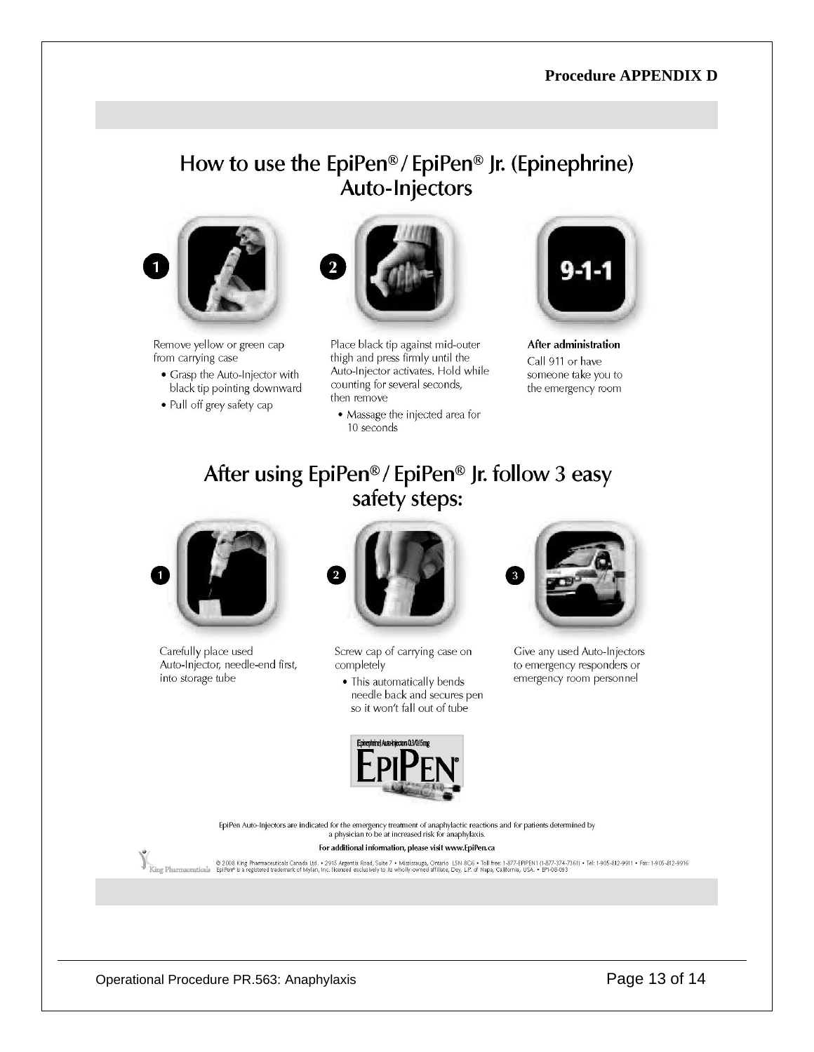**Procedure APPENDIX D**

# How to use the EpiPen® / EpiPen® Jr. (Epinephrine) Auto-Injectors

**1**

Remove yellow or green cap from carrying case

- Grasp the Auto-Injector with black tip pointing downward
- Pull off grey safety cap

**2**

Place black tip against mid-outer thigh and press firmly until the Auto-Injector activates. Hold while counting for several seconds, then remove

- Massage the injected area for 10 seconds

**9-1-1**

**After administration**

Call 911 or have someone take you to the emergency room

# After using EpiPen® / EpiPen® Jr. follow 3 easy safety steps:

**1**

Carefully place used Auto-Injector, needle-end first, into storage tube

**2**

Screw cap of carrying case on completely

- This automatically bends needle back and secures pen so it won't fall out of tube

**3**

Give any used Auto-Injectors to emergency responders or emergency room personnel

(Epinephrine) Auto-Injectors 0.3/0.15 mg

EPIPEN®

EpiPen Auto-Injectors are indicated for the emergency treatment of anaphylactic reactions and for patients determined by a physician to be at increased risk for anaphylaxis.

**For additional information, please visit www.EpiPen.ca**

King Pharmaceuticals © 2008 King Pharmaceuticals Canada Ltd. • 2915 Argentia Road, Suite 7 • Mississauga, Ontario L5N 8G6 • Toll free: 1-877-EPIPEN1 (1-877-374-7361) • Tel: 1-905-812-9911 • Fax: 1-905-812-9916
EpiPen® is a registered trademark of Mylan, Inc. licensed exclusively to its wholly-owned affiliate, Dey, L.P. of Napa, California, USA. • EPI-08-093